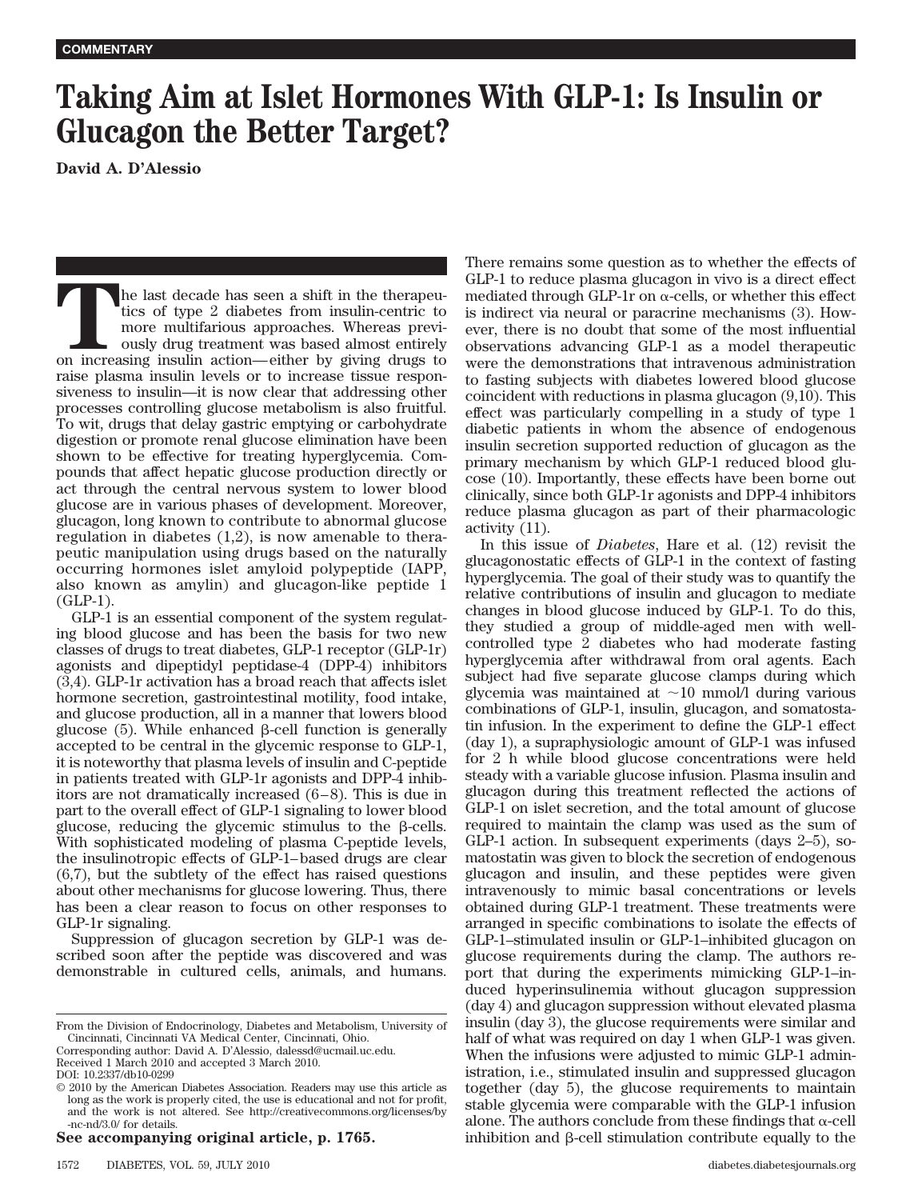COMMENTARY

# Taking Aim at Islet Hormones With GLP-1: Is Insulin or Glucagon the Better Target?

**David A. D'Alessio**

The last decade has seen a shift in the therapeutics of type 2 diabetes from insulin-centric to more multifarious approaches. Whereas previously drug treatment was based almost entirely on increasing insulin action—either by giving drugs to raise plasma insulin levels or to increase tissue responsiveness to insulin—it is now clear that addressing other processes controlling glucose metabolism is also fruitful. To wit, drugs that delay gastric emptying or carbohydrate digestion or promote renal glucose elimination have been shown to be effective for treating hyperglycemia. Compounds that affect hepatic glucose production directly or act through the central nervous system to lower blood glucose are in various phases of development. Moreover, glucagon, long known to contribute to abnormal glucose regulation in diabetes (1,2), is now amenable to therapeutic manipulation using drugs based on the naturally occurring hormones islet amyloid polypeptide (IAPP, also known as amylin) and glucagon-like peptide 1 (GLP-1).

GLP-1 is an essential component of the system regulating blood glucose and has been the basis for two new classes of drugs to treat diabetes, GLP-1 receptor (GLP-1r) agonists and dipeptidyl peptidase-4 (DPP-4) inhibitors (3,4). GLP-1r activation has a broad reach that affects islet hormone secretion, gastrointestinal motility, food intake, and glucose production, all in a manner that lowers blood glucose (5). While enhanced β-cell function is generally accepted to be central in the glycemic response to GLP-1, it is noteworthy that plasma levels of insulin and C-peptide in patients treated with GLP-1r agonists and DPP-4 inhibitors are not dramatically increased (6–8). This is due in part to the overall effect of GLP-1 signaling to lower blood glucose, reducing the glycemic stimulus to the β-cells. With sophisticated modeling of plasma C-peptide levels, the insulinotropic effects of GLP-1–based drugs are clear (6,7), but the subtlety of the effect has raised questions about other mechanisms for glucose lowering. Thus, there has been a clear reason to focus on other responses to GLP-1r signaling.

Suppression of glucagon secretion by GLP-1 was described soon after the peptide was discovered and was demonstrable in cultured cells, animals, and humans. There remains some question as to whether the effects of GLP-1 to reduce plasma glucagon in vivo is a direct effect mediated through GLP-1r on α-cells, or whether this effect is indirect via neural or paracrine mechanisms (3). However, there is no doubt that some of the most influential observations advancing GLP-1 as a model therapeutic were the demonstrations that intravenous administration to fasting subjects with diabetes lowered blood glucose coincident with reductions in plasma glucagon (9,10). This effect was particularly compelling in a study of type 1 diabetic patients in whom the absence of endogenous insulin secretion supported reduction of glucagon as the primary mechanism by which GLP-1 reduced blood glucose (10). Importantly, these effects have been borne out clinically, since both GLP-1r agonists and DPP-4 inhibitors reduce plasma glucagon as part of their pharmacologic activity (11).

In this issue of *Diabetes*, Hare et al. (12) revisit the glucagonostatic effects of GLP-1 in the context of fasting hyperglycemia. The goal of their study was to quantify the relative contributions of insulin and glucagon to mediate changes in blood glucose induced by GLP-1. To do this, they studied a group of middle-aged men with well-controlled type 2 diabetes who had moderate fasting hyperglycemia after withdrawal from oral agents. Each subject had five separate glucose clamps during which glycemia was maintained at ~10 mmol/l during various combinations of GLP-1, insulin, glucagon, and somatostatin infusion. In the experiment to define the GLP-1 effect (day 1), a supraphysiologic amount of GLP-1 was infused for 2 h while blood glucose concentrations were held steady with a variable glucose infusion. Plasma insulin and glucagon during this treatment reflected the actions of GLP-1 on islet secretion, and the total amount of glucose required to maintain the clamp was used as the sum of GLP-1 action. In subsequent experiments (days 2–5), somatostatin was given to block the secretion of endogenous glucagon and insulin, and these peptides were given intravenously to mimic basal concentrations or levels obtained during GLP-1 treatment. These treatments were arranged in specific combinations to isolate the effects of GLP-1–stimulated insulin or GLP-1–inhibited glucagon on glucose requirements during the clamp. The authors report that during the experiments mimicking GLP-1–induced hyperinsulinemia without glucagon suppression (day 4) and glucagon suppression without elevated plasma insulin (day 3), the glucose requirements were similar and half of what was required on day 1 when GLP-1 was given. When the infusions were adjusted to mimic GLP-1 administration, i.e., stimulated insulin and suppressed glucagon together (day 5), the glucose requirements to maintain stable glycemia were comparable with the GLP-1 infusion alone. The authors conclude from these findings that α-cell inhibition and β-cell stimulation contribute equally to the

From the Division of Endocrinology, Diabetes and Metabolism, University of Cincinnati, Cincinnati VA Medical Center, Cincinnati, Ohio.
Corresponding author: David A. D'Alessio, dalessd@ucmail.uc.edu.
Received 1 March 2010 and accepted 3 March 2010.
DOI: 10.2337/db10-0299
© 2010 by the American Diabetes Association. Readers may use this article as long as the work is properly cited, the use is educational and not for profit, and the work is not altered. See http://creativecommons.org/licenses/by-nc-nd/3.0/ for details.

**See accompanying original article, p. 1765.**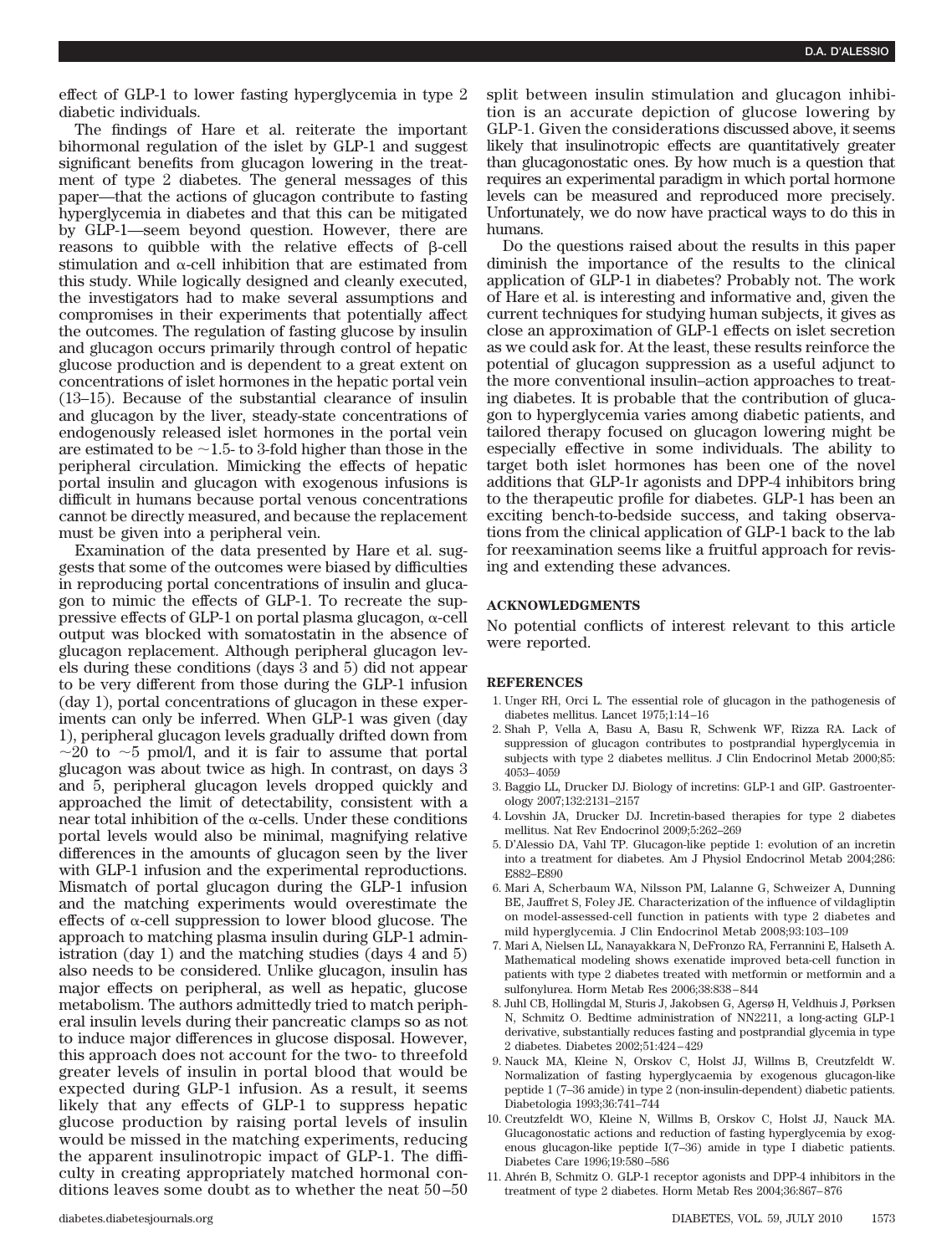effect of GLP-1 to lower fasting hyperglycemia in type 2 diabetic individuals.

The findings of Hare et al. reiterate the important bihormonal regulation of the islet by GLP-1 and suggest significant benefits from glucagon lowering in the treatment of type 2 diabetes. The general messages of this paper—that the actions of glucagon contribute to fasting hyperglycemia in diabetes and that this can be mitigated by GLP-1—seem beyond question. However, there are reasons to quibble with the relative effects of β-cell stimulation and α-cell inhibition that are estimated from this study. While logically designed and cleanly executed, the investigators had to make several assumptions and compromises in their experiments that potentially affect the outcomes. The regulation of fasting glucose by insulin and glucagon occurs primarily through control of hepatic glucose production and is dependent to a great extent on concentrations of islet hormones in the hepatic portal vein (13–15). Because of the substantial clearance of insulin and glucagon by the liver, steady-state concentrations of endogenously released islet hormones in the portal vein are estimated to be ~1.5- to 3-fold higher than those in the peripheral circulation. Mimicking the effects of hepatic portal insulin and glucagon with exogenous infusions is difficult in humans because portal venous concentrations cannot be directly measured, and because the replacement must be given into a peripheral vein.

Examination of the data presented by Hare et al. suggests that some of the outcomes were biased by difficulties in reproducing portal concentrations of insulin and glucagon to mimic the effects of GLP-1. To recreate the suppressive effects of GLP-1 on portal plasma glucagon, α-cell output was blocked with somatostatin in the absence of glucagon replacement. Although peripheral glucagon levels during these conditions (days 3 and 5) did not appear to be very different from those during the GLP-1 infusion (day 1), portal concentrations of glucagon in these experiments can only be inferred. When GLP-1 was given (day 1), peripheral glucagon levels gradually drifted down from ~20 to ~5 pmol/l, and it is fair to assume that portal glucagon was about twice as high. In contrast, on days 3 and 5, peripheral glucagon levels dropped quickly and approached the limit of detectability, consistent with a near total inhibition of the α-cells. Under these conditions portal levels would also be minimal, magnifying relative differences in the amounts of glucagon seen by the liver with GLP-1 infusion and the experimental reproductions. Mismatch of portal glucagon during the GLP-1 infusion and the matching experiments would overestimate the effects of α-cell suppression to lower blood glucose. The approach to matching plasma insulin during GLP-1 administration (day 1) and the matching studies (days 4 and 5) also needs to be considered. Unlike glucagon, insulin has major effects on peripheral, as well as hepatic, glucose metabolism. The authors admittedly tried to match peripheral insulin levels during their pancreatic clamps so as not to induce major differences in glucose disposal. However, this approach does not account for the two- to threefold greater levels of insulin in portal blood that would be expected during GLP-1 infusion. As a result, it seems likely that any effects of GLP-1 to suppress hepatic glucose production by raising portal levels of insulin would be missed in the matching experiments, reducing the apparent insulinotropic impact of GLP-1. The difficulty in creating appropriately matched hormonal conditions leaves some doubt as to whether the neat 50–50 split between insulin stimulation and glucagon inhibition is an accurate depiction of glucose lowering by GLP-1. Given the considerations discussed above, it seems likely that insulinotropic effects are quantitatively greater than glucagonostatic ones. By how much is a question that requires an experimental paradigm in which portal hormone levels can be measured and reproduced more precisely. Unfortunately, we do now have practical ways to do this in humans.

Do the questions raised about the results in this paper diminish the importance of the results to the clinical application of GLP-1 in diabetes? Probably not. The work of Hare et al. is interesting and informative and, given the current techniques for studying human subjects, it gives as close an approximation of GLP-1 effects on islet secretion as we could ask for. At the least, these results reinforce the potential of glucagon suppression as a useful adjunct to the more conventional insulin–action approaches to treating diabetes. It is probable that the contribution of glucagon to hyperglycemia varies among diabetic patients, and tailored therapy focused on glucagon lowering might be especially effective in some individuals. The ability to target both islet hormones has been one of the novel additions that GLP-1r agonists and DPP-4 inhibitors bring to the therapeutic profile for diabetes. GLP-1 has been an exciting bench-to-bedside success, and taking observations from the clinical application of GLP-1 back to the lab for reexamination seems like a fruitful approach for revising and extending these advances.

## ACKNOWLEDGMENTS

No potential conflicts of interest relevant to this article were reported.

## REFERENCES

1. Unger RH, Orci L. The essential role of glucagon in the pathogenesis of diabetes mellitus. Lancet 1975;1:14–16
2. Shah P, Vella A, Basu A, Basu R, Schwenk WF, Rizza RA. Lack of suppression of glucagon contributes to postprandial hyperglycemia in subjects with type 2 diabetes mellitus. J Clin Endocrinol Metab 2000;85: 4053–4059
3. Baggio LL, Drucker DJ. Biology of incretins: GLP-1 and GIP. Gastroenterology 2007;132:2131–2157
4. Lovshin JA, Drucker DJ. Incretin-based therapies for type 2 diabetes mellitus. Nat Rev Endocrinol 2009;5:262–269
5. D'Alessio DA, Vahl TP. Glucagon-like peptide 1: evolution of an incretin into a treatment for diabetes. Am J Physiol Endocrinol Metab 2004;286: E882–E890
6. Mari A, Scherbaum WA, Nilsson PM, Lalanne G, Schweizer A, Dunning BE, Jauffret S, Foley JE. Characterization of the influence of vildagliptin on model-assessed-cell function in patients with type 2 diabetes and mild hyperglycemia. J Clin Endocrinol Metab 2008;93:103–109
7. Mari A, Nielsen LL, Nanayakkara N, DeFronzo RA, Ferrannini E, Halseth A. Mathematical modeling shows exenatide improved beta-cell function in patients with type 2 diabetes treated with metformin or metformin and a sulfonylurea. Horm Metab Res 2006;38:838–844
8. Juhl CB, Hollingdal M, Sturis J, Jakobsen G, Agersø H, Veldhuis J, Pørksen N, Schmitz O. Bedtime administration of NN2211, a long-acting GLP-1 derivative, substantially reduces fasting and postprandial glycemia in type 2 diabetes. Diabetes 2002;51:424–429
9. Nauck MA, Kleine N, Orskov C, Holst JJ, Willms B, Creutzfeldt W. Normalization of fasting hyperglycaemia by exogenous glucagon-like peptide 1 (7–36 amide) in type 2 (non-insulin-dependent) diabetic patients. Diabetologia 1993;36:741–744
10. Creutzfeldt WO, Kleine N, Willms B, Orskov C, Holst JJ, Nauck MA. Glucagonostatic actions and reduction of fasting hyperglycemia by exogenous glucagon-like peptide I(7–36) amide in type I diabetic patients. Diabetes Care 1996;19:580–586
11. Ahrén B, Schmitz O. GLP-1 receptor agonists and DPP-4 inhibitors in the treatment of type 2 diabetes. Horm Metab Res 2004;36:867–876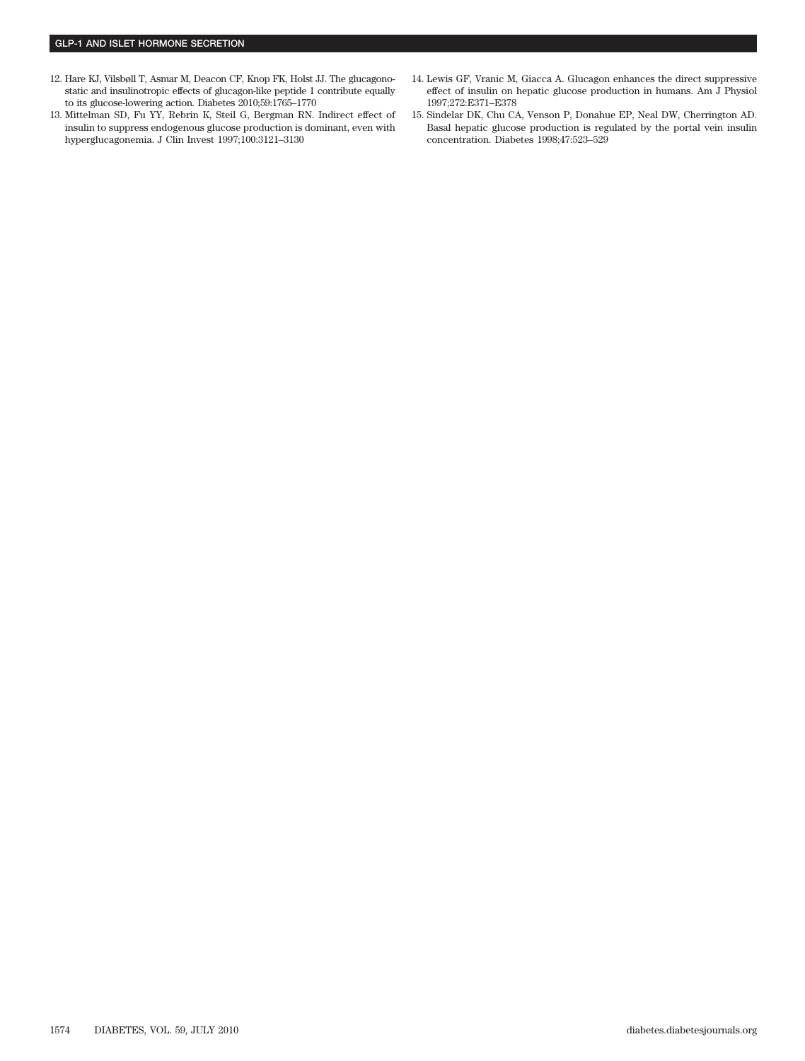12. Hare KJ, Vilsbøll T, Asmar M, Deacon CF, Knop FK, Holst JJ. The glucagonostatic and insulinotropic effects of glucagon-like peptide 1 contribute equally to its glucose-lowering action. Diabetes 2010;59:1765–1770
13. Mittelman SD, Fu YY, Rebrin K, Steil G, Bergman RN. Indirect effect of insulin to suppress endogenous glucose production is dominant, even with hyperglucagonemia. J Clin Invest 1997;100:3121–3130
14. Lewis GF, Vranic M, Giacca A. Glucagon enhances the direct suppressive effect of insulin on hepatic glucose production in humans. Am J Physiol 1997;272:E371–E378
15. Sindelar DK, Chu CA, Venson P, Donahue EP, Neal DW, Cherrington AD. Basal hepatic glucose production is regulated by the portal vein insulin concentration. Diabetes 1998;47:523–529